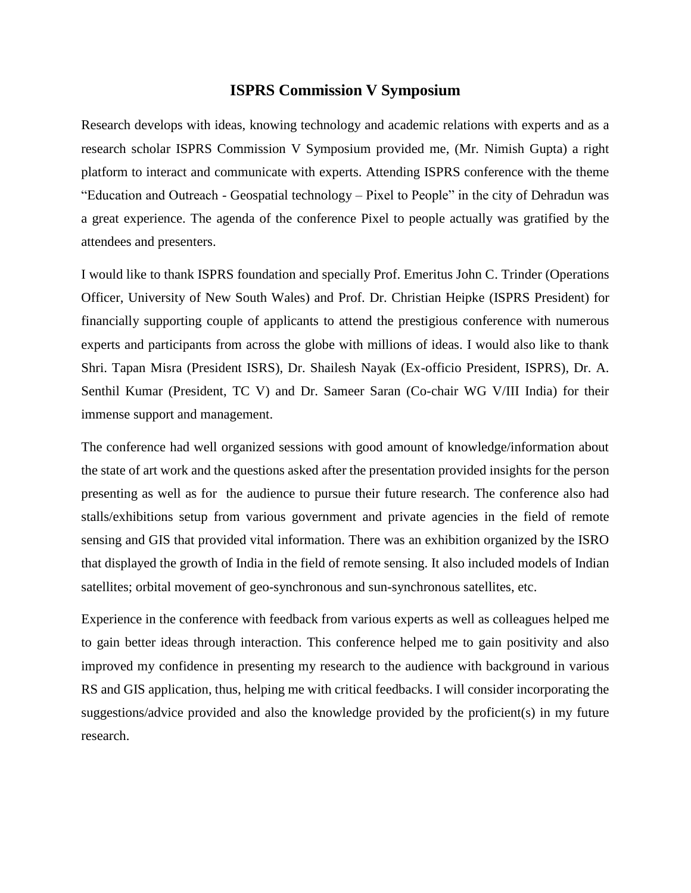# ISPRS Commission V Symposium

Research develops with ideas, knowing technology and academic relations with experts and as a research scholar ISPRS Commission V Symposium provided me, (Mr. Nimish Gupta) a right platform to interact and communicate with experts. Attending ISPRS conference with the theme "Education and Outreach - Geospatial technology – Pixel to People" in the city of Dehradun was a great experience. The agenda of the conference Pixel to people actually was gratified by the attendees and presenters.

I would like to thank ISPRS foundation and specially Prof. Emeritus John C. Trinder (Operations Officer, University of New South Wales) and Prof. Dr. Christian Heipke (ISPRS President) for financially supporting couple of applicants to attend the prestigious conference with numerous experts and participants from across the globe with millions of ideas. I would also like to thank Shri. Tapan Misra (President ISRS), Dr. Shailesh Nayak (Ex-officio President, ISPRS), Dr. A. Senthil Kumar (President, TC V) and Dr. Sameer Saran (Co-chair WG V/III India) for their immense support and management.

The conference had well organized sessions with good amount of knowledge/information about the state of art work and the questions asked after the presentation provided insights for the person presenting as well as for the audience to pursue their future research. The conference also had stalls/exhibitions setup from various government and private agencies in the field of remote sensing and GIS that provided vital information. There was an exhibition organized by the ISRO that displayed the growth of India in the field of remote sensing. It also included models of Indian satellites; orbital movement of geo-synchronous and sun-synchronous satellites, etc.

Experience in the conference with feedback from various experts as well as colleagues helped me to gain better ideas through interaction. This conference helped me to gain positivity and also improved my confidence in presenting my research to the audience with background in various RS and GIS application, thus, helping me with critical feedbacks. I will consider incorporating the suggestions/advice provided and also the knowledge provided by the proficient(s) in my future research.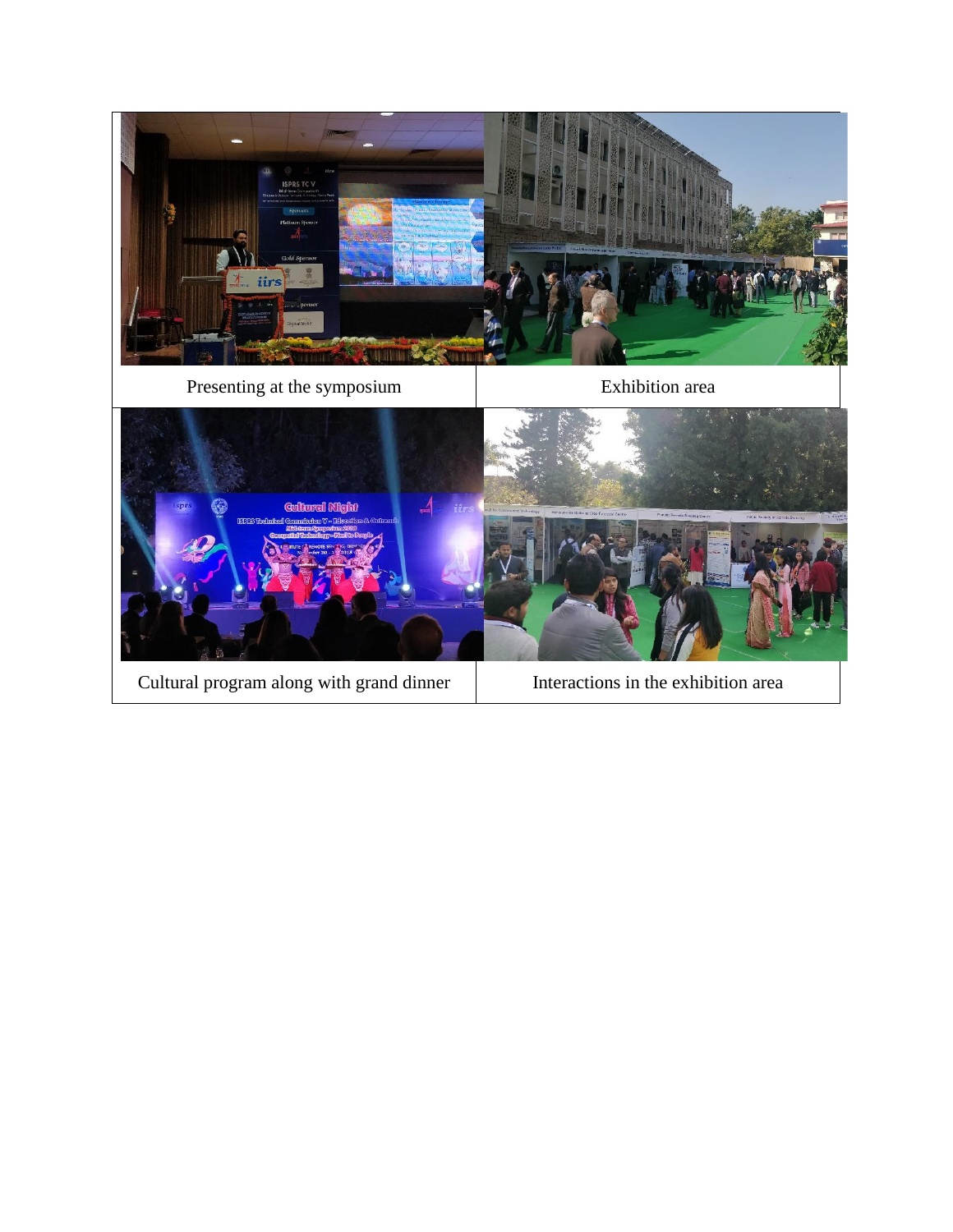| | |
|---|---|
| Presenting at the symposium | Exhibition area |
| Cultural program along with grand dinner | Interactions in the exhibition area |